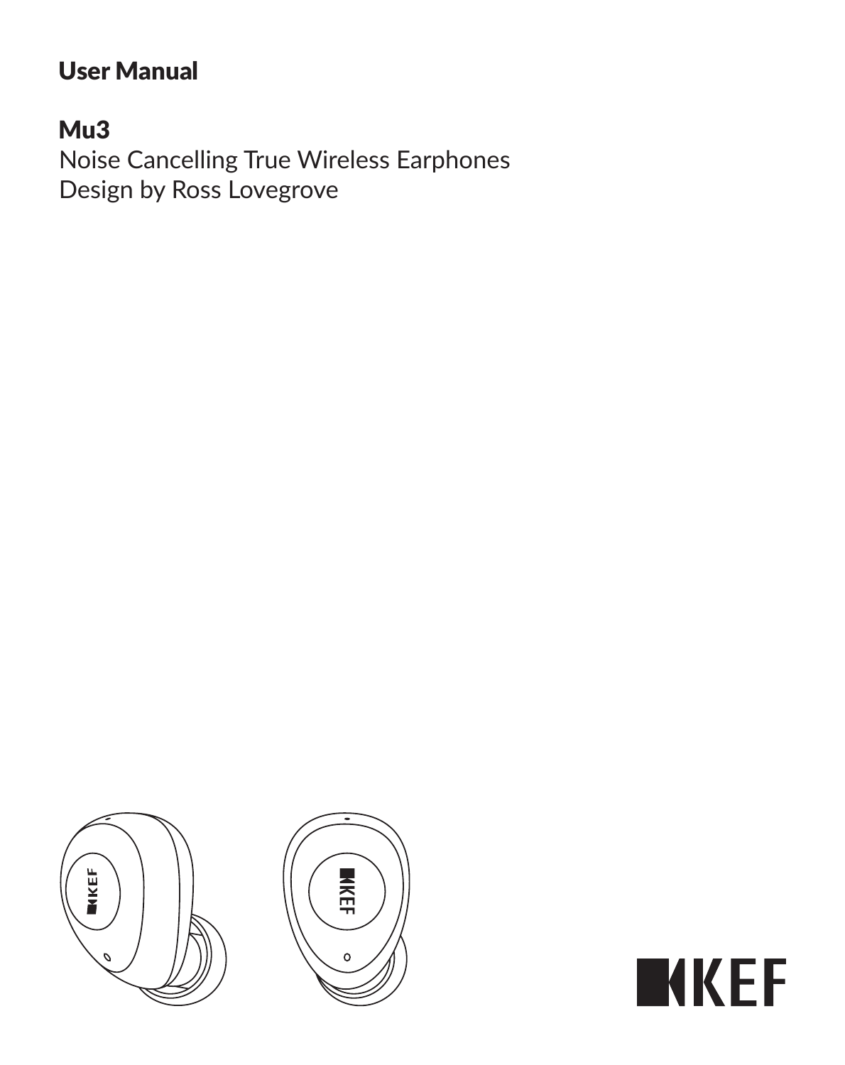# User Manual

## Mu3

Noise Cancelling True Wireless Earphones
Design by Ross Lovegrove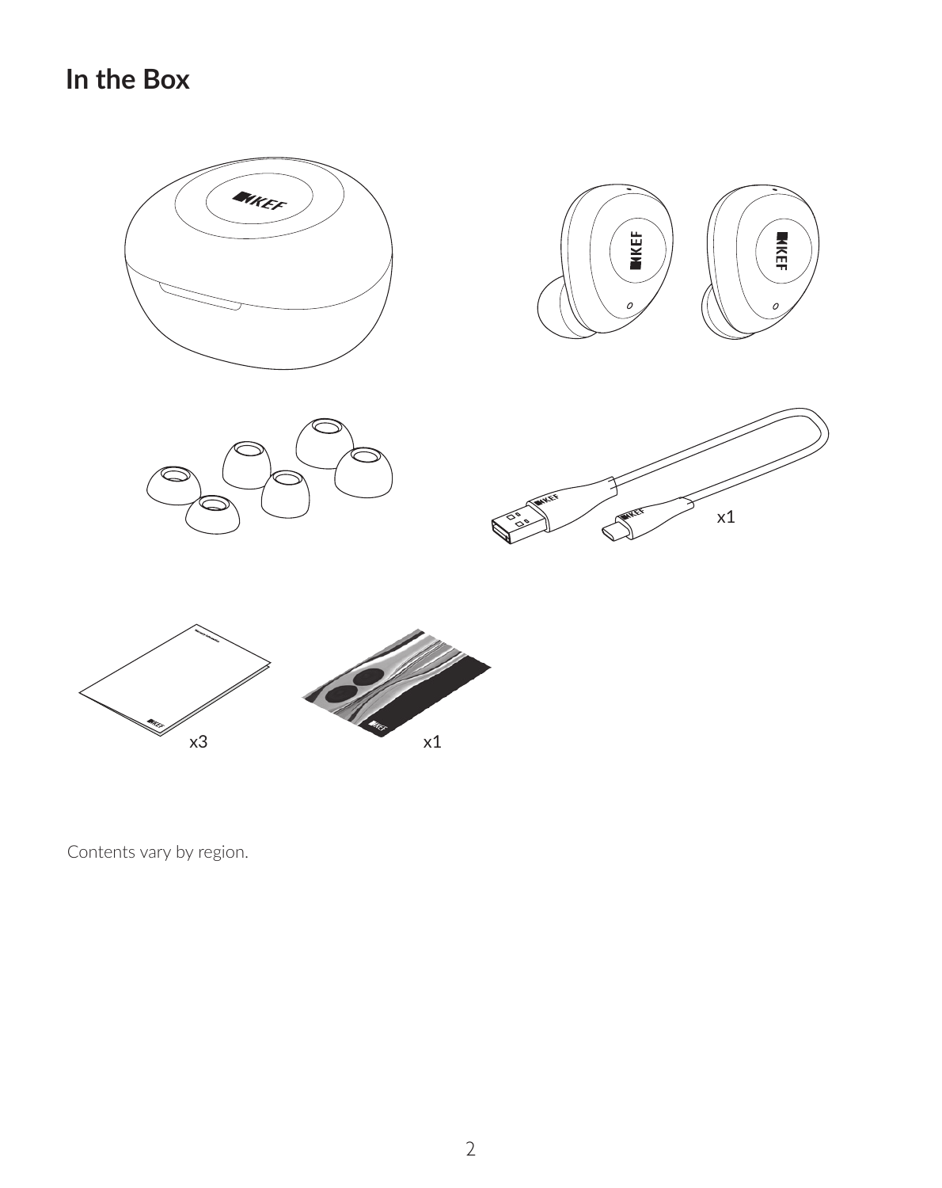# In the Box

x1

x3

x1

Contents vary by region.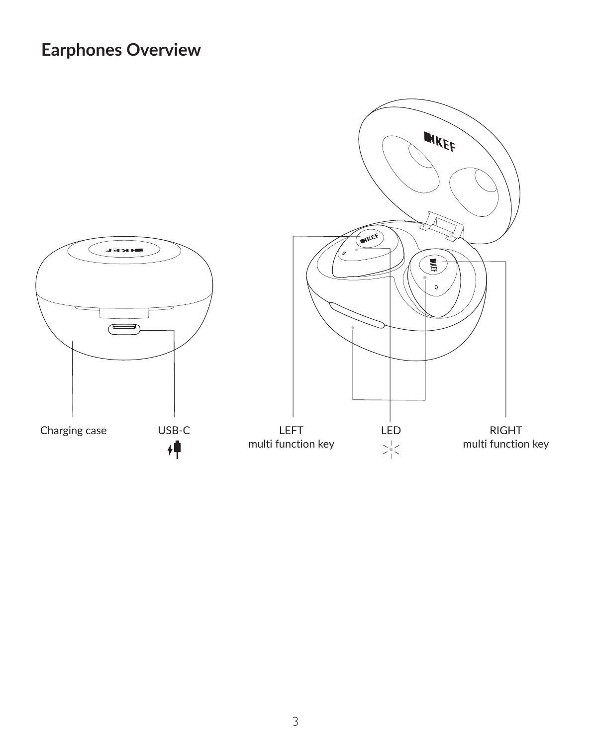# Earphones Overview

Charging case

USB-C

LEFT
multi function key

LED

RIGHT
multi function key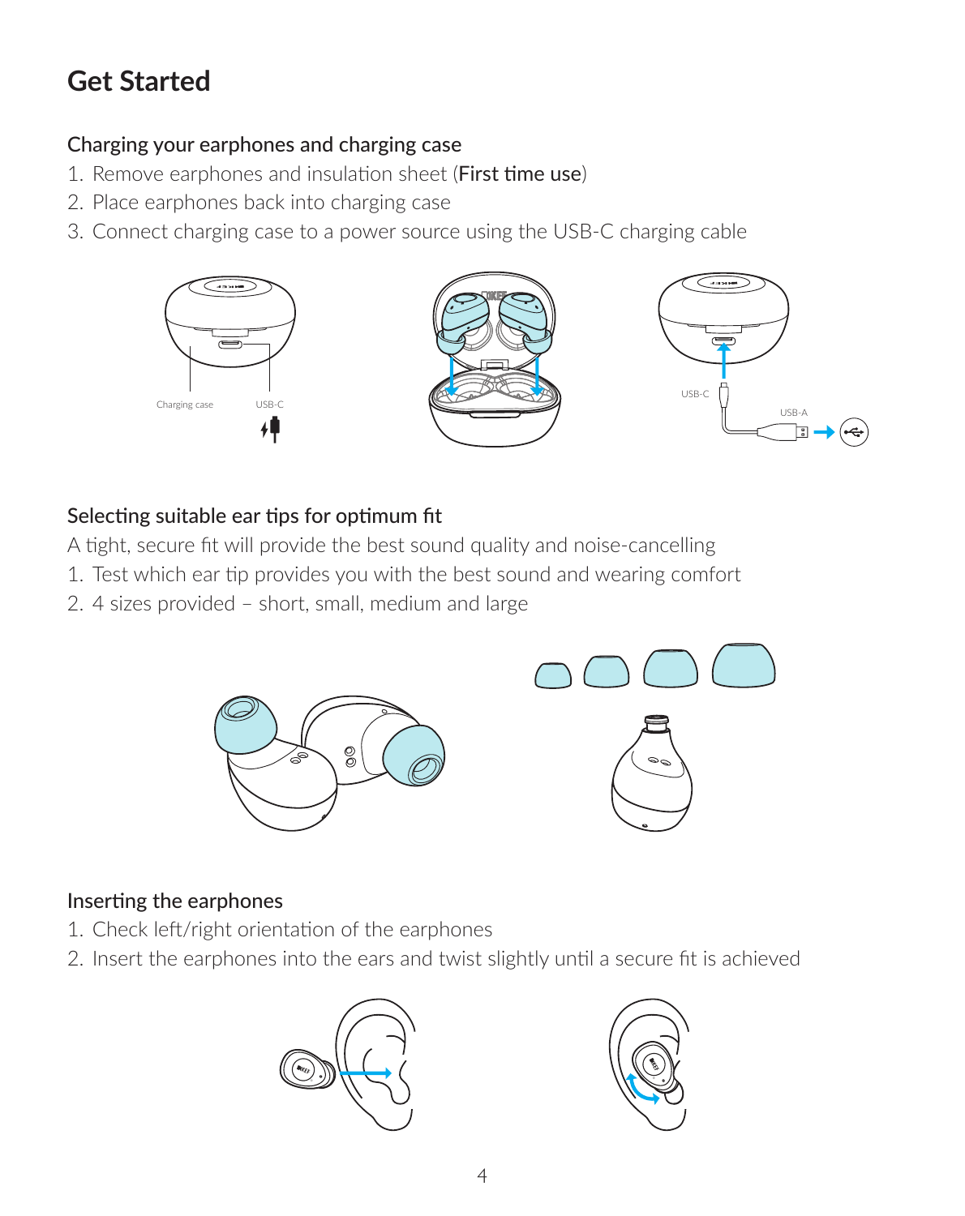# Get Started

## Charging your earphones and charging case

1. Remove earphones and insulation sheet (First time use)
2. Place earphones back into charging case
3. Connect charging case to a power source using the USB-C charging cable

## Selecting suitable ear tips for optimum fit

A tight, secure fit will provide the best sound quality and noise-cancelling

1. Test which ear tip provides you with the best sound and wearing comfort
2. 4 sizes provided – short, small, medium and large

## Inserting the earphones

1. Check left/right orientation of the earphones
2. Insert the earphones into the ears and twist slightly until a secure fit is achieved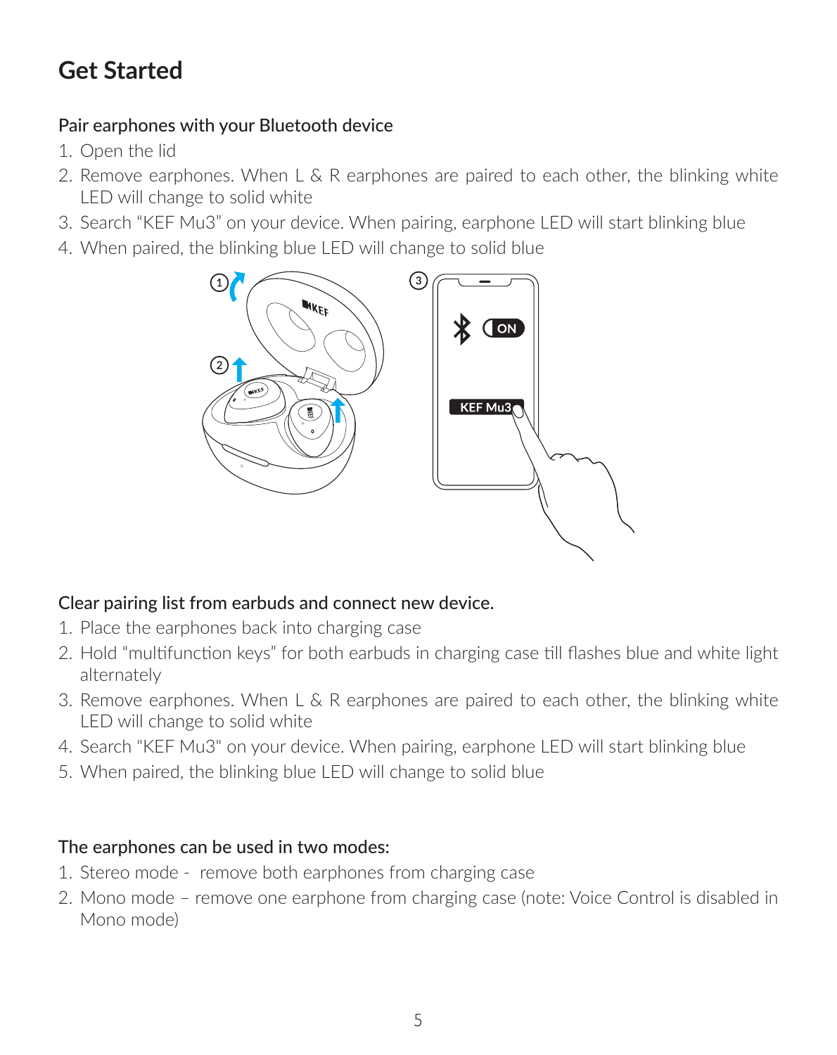# Get Started

### Pair earphones with your Bluetooth device

1. Open the lid
2. Remove earphones. When L & R earphones are paired to each other, the blinking white LED will change to solid white
3. Search “KEF Mu3” on your device. When pairing, earphone LED will start blinking blue
4. When paired, the blinking blue LED will change to solid blue

### Clear pairing list from earbuds and connect new device.

1. Place the earphones back into charging case
2. Hold “multifunction keys” for both earbuds in charging case till flashes blue and white light alternately
3. Remove earphones. When L & R earphones are paired to each other, the blinking white LED will change to solid white
4. Search "KEF Mu3" on your device. When pairing, earphone LED will start blinking blue
5. When paired, the blinking blue LED will change to solid blue

### The earphones can be used in two modes:

1. Stereo mode - remove both earphones from charging case
2. Mono mode – remove one earphone from charging case (note: Voice Control is disabled in Mono mode)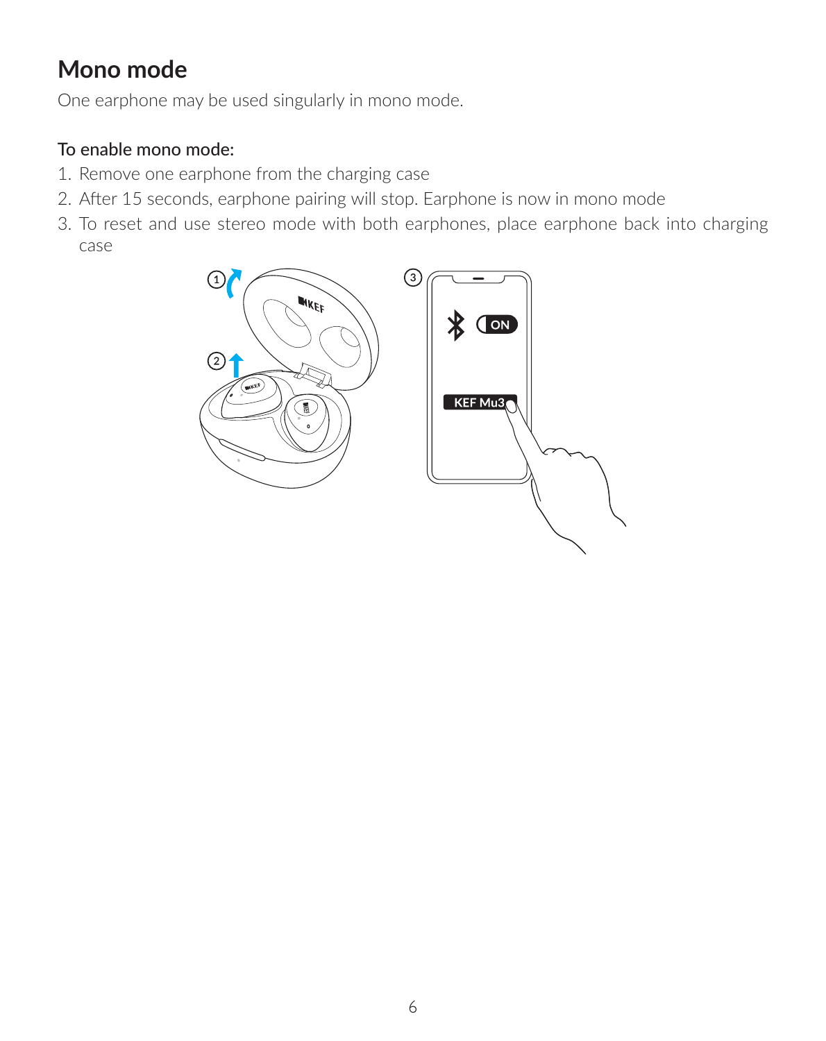# Mono mode

One earphone may be used singularly in mono mode.

To enable mono mode:

1. Remove one earphone from the charging case
2. After 15 seconds, earphone pairing will stop. Earphone is now in mono mode
3. To reset and use stereo mode with both earphones, place earphone back into charging case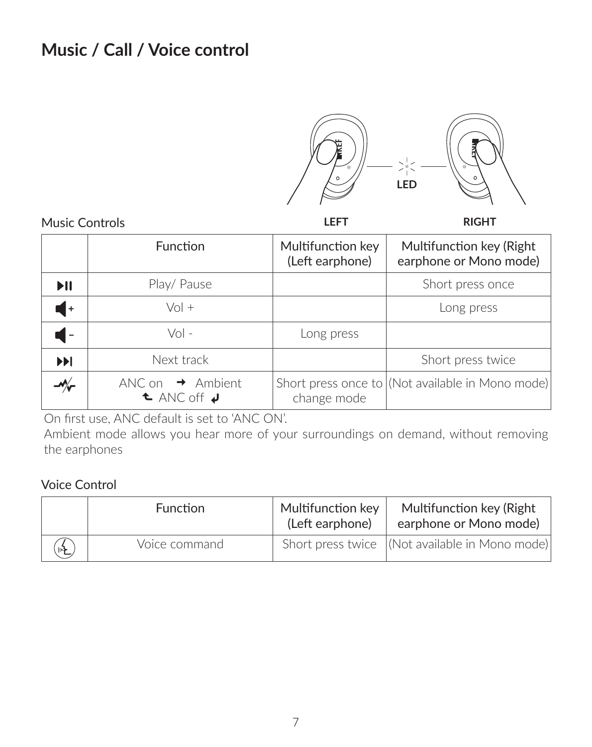# Music / Call / Voice control

LED

LEFT RIGHT

Music Controls

| | Function | Multifunction key (Left earphone) | Multifunction key (Right earphone or Mono mode) |
|---|---|---|---|
| ⏯ | Play/ Pause | | Short press once |
| 🔊+ | Vol + | | Long press |
| 🔉– | Vol - | Long press | |
| ⏭ | Next track | | Short press twice |
| | ANC on → Ambient ← ANC off | Short press once to change mode | (Not available in Mono mode) |

On first use, ANC default is set to 'ANC ON'.

Ambient mode allows you hear more of your surroundings on demand, without removing the earphones

Voice Control

| | Function | Multifunction key (Left earphone) | Multifunction key (Right earphone or Mono mode) |
|---|---|---|---|
| | Voice command | Short press twice | (Not available in Mono mode) |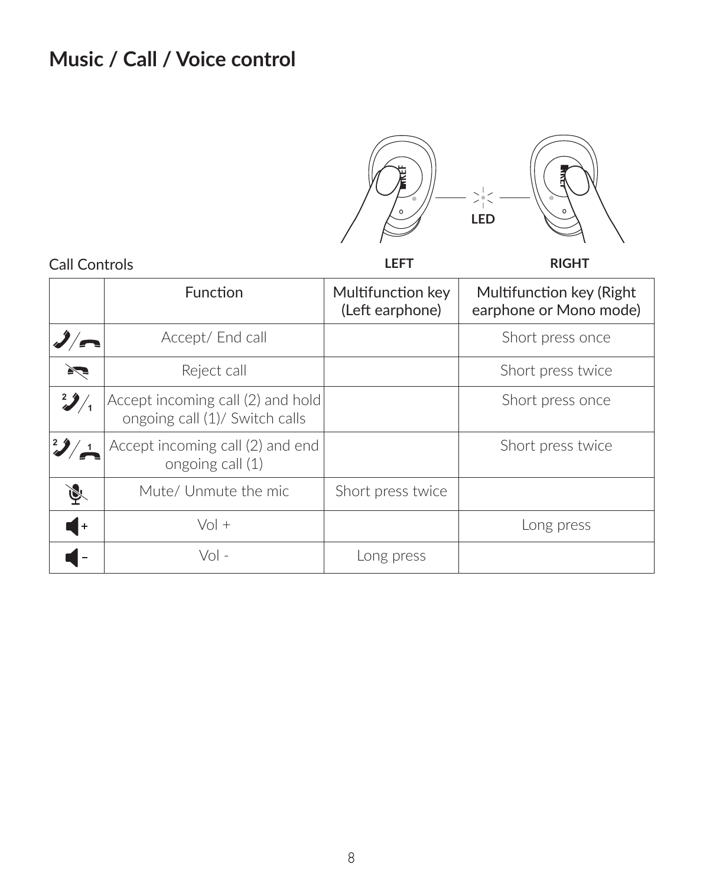# Music / Call / Voice control

LED

LEFT RIGHT

Call Controls

| | Function | Multifunction key (Left earphone) | Multifunction key (Right earphone or Mono mode) |
|---|---|---|---|
| | Accept/ End call | | Short press once |
| | Reject call | | Short press twice |
| | Accept incoming call (2) and hold ongoing call (1)/ Switch calls | | Short press once |
| | Accept incoming call (2) and end ongoing call (1) | | Short press twice |
| | Mute/ Unmute the mic | Short press twice | |
| | Vol + | | Long press |
| | Vol - | Long press | |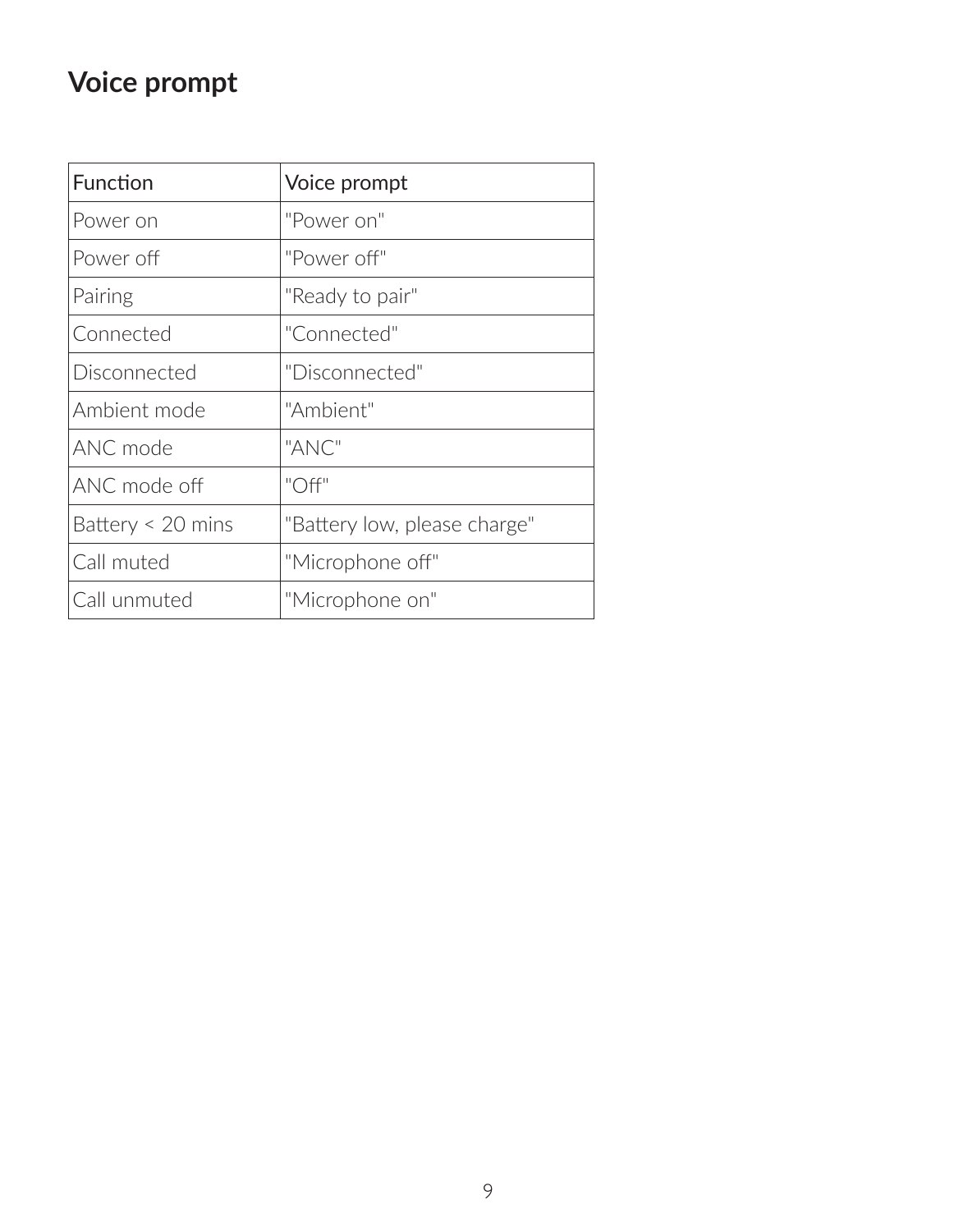# Voice prompt

| Function | Voice prompt |
|---|---|
| Power on | "Power on" |
| Power off | "Power off" |
| Pairing | "Ready to pair" |
| Connected | "Connected" |
| Disconnected | "Disconnected" |
| Ambient mode | "Ambient" |
| ANC mode | "ANC" |
| ANC mode off | "Off" |
| Battery < 20 mins | "Battery low, please charge" |
| Call muted | "Microphone off" |
| Call unmuted | "Microphone on" |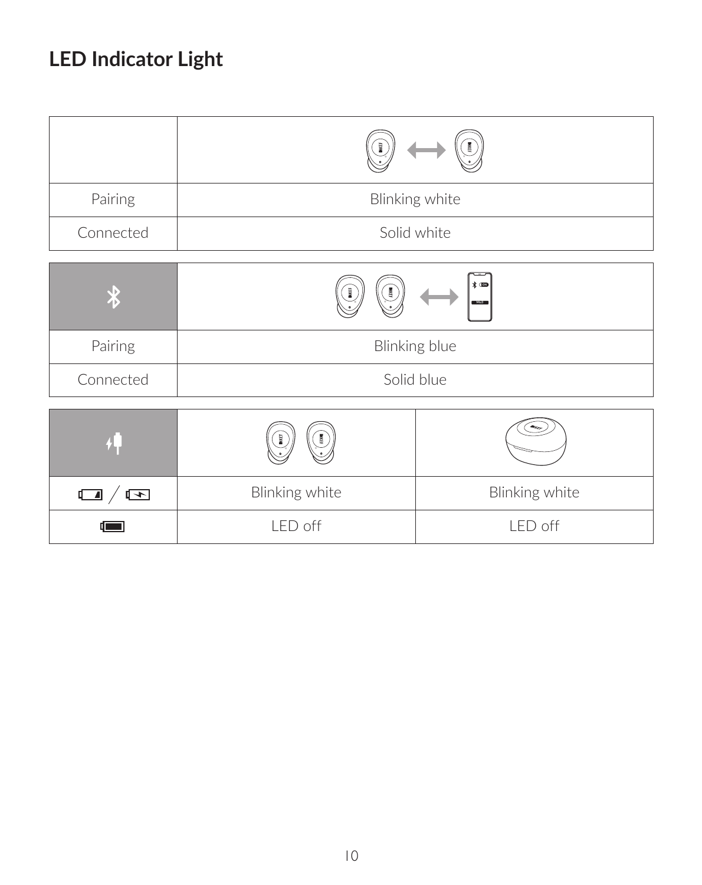# LED Indicator Light

| | |
|---|---|
| Pairing | Blinking white |
| Connected | Solid white |

| | |
|---|---|
| Pairing | Blinking blue |
| Connected | Solid blue |

| | | |
|---|---|---|
| | Blinking white | Blinking white |
| | LED off | LED off |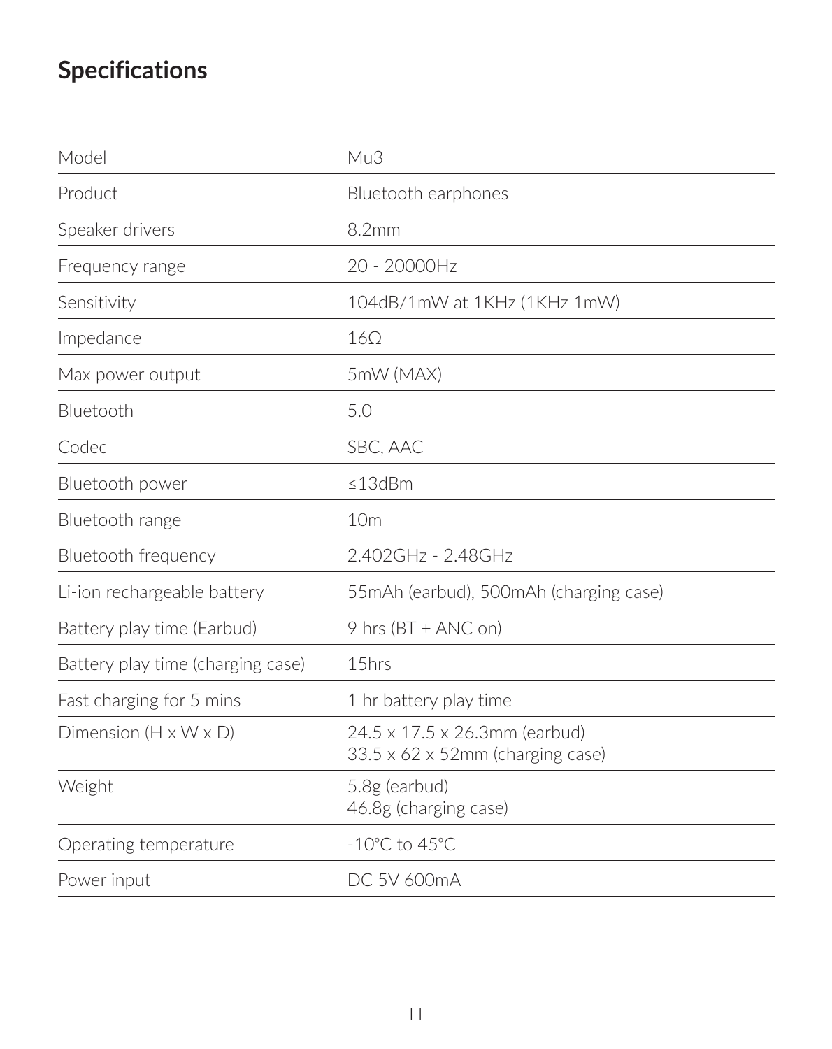# Specifications

| | |
|---|---|
| Model | Mu3 |
| Product | Bluetooth earphones |
| Speaker drivers | 8.2mm |
| Frequency range | 20 - 20000Hz |
| Sensitivity | 104dB/1mW at 1KHz (1KHz 1mW) |
| Impedance | 16Ω |
| Max power output | 5mW (MAX) |
| Bluetooth | 5.0 |
| Codec | SBC, AAC |
| Bluetooth power | ≤13dBm |
| Bluetooth range | 10m |
| Bluetooth frequency | 2.402GHz - 2.48GHz |
| Li-ion rechargeable battery | 55mAh (earbud), 500mAh (charging case) |
| Battery play time (Earbud) | 9 hrs (BT + ANC on) |
| Battery play time (charging case) | 15hrs |
| Fast charging for 5 mins | 1 hr battery play time |
| Dimension (H x W x D) | 24.5 x 17.5 x 26.3mm (earbud)<br>33.5 x 62 x 52mm (charging case) |
| Weight | 5.8g (earbud)<br>46.8g (charging case) |
| Operating temperature | -10°C to 45°C |
| Power input | DC 5V 600mA |